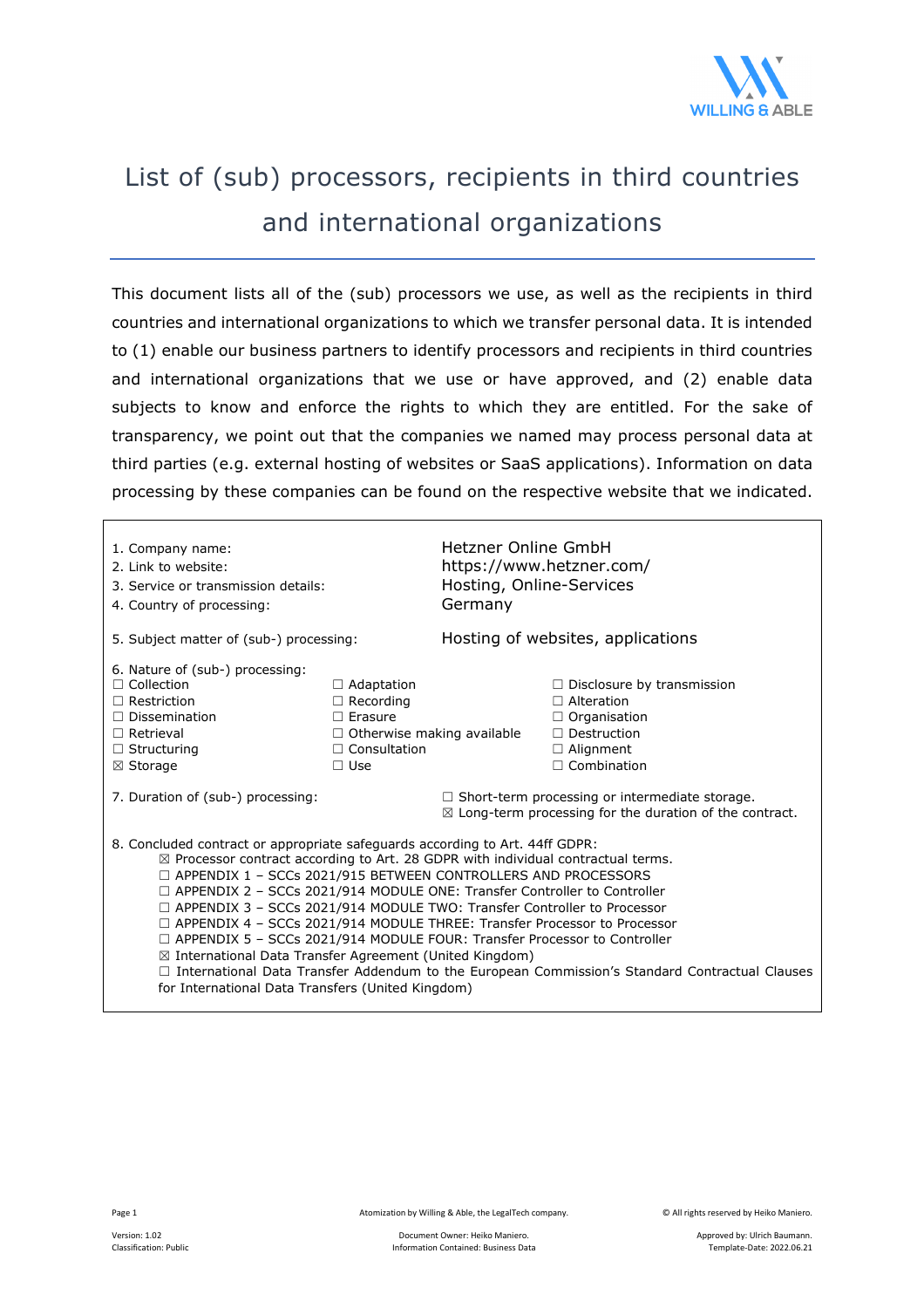# List of (sub) processors, recipients in third countries and international organizations

This document lists all of the (sub) processors we use, as well as the recipients in third countries and international organizations to which we transfer personal data. It is intended to (1) enable our business partners to identify processors and recipients in third countries and international organizations that we use or have approved, and (2) enable data subjects to know and enforce the rights to which they are entitled. For the sake of transparency, we point out that the companies we named may process personal data at third parties (e.g. external hosting of websites or SaaS applications). Information on data processing by these companies can be found on the respective website that we indicated.

| | |
|---|---|
| 1. Company name: | Hetzner Online GmbH |
| 2. Link to website: | https://www.hetzner.com/ |
| 3. Service or transmission details: | Hosting, Online-Services |
| 4. Country of processing: | Germany |
| 5. Subject matter of (sub-) processing: | Hosting of websites, applications |

6. Nature of (sub-) processing:

| | | |
|---|---|---|
| ☐ Collection | ☐ Adaptation | ☐ Disclosure by transmission |
| ☐ Restriction | ☐ Recording | ☐ Alteration |
| ☐ Dissemination | ☐ Erasure | ☐ Organisation |
| ☐ Retrieval | ☐ Otherwise making available | ☐ Destruction |
| ☐ Structuring | ☐ Consultation | ☐ Alignment |
| ☒ Storage | ☐ Use | ☐ Combination |

7. Duration of (sub-) processing:
- ☐ Short-term processing or intermediate storage.
- ☒ Long-term processing for the duration of the contract.

8. Concluded contract or appropriate safeguards according to Art. 44ff GDPR:
- ☒ Processor contract according to Art. 28 GDPR with individual contractual terms.
- ☐ APPENDIX 1 – SCCs 2021/915 BETWEEN CONTROLLERS AND PROCESSORS
- ☐ APPENDIX 2 – SCCs 2021/914 MODULE ONE: Transfer Controller to Controller
- ☐ APPENDIX 3 – SCCs 2021/914 MODULE TWO: Transfer Controller to Processor
- ☐ APPENDIX 4 – SCCs 2021/914 MODULE THREE: Transfer Processor to Processor
- ☐ APPENDIX 5 – SCCs 2021/914 MODULE FOUR: Transfer Processor to Controller
- ☒ International Data Transfer Agreement (United Kingdom)
- ☐ International Data Transfer Addendum to the European Commission's Standard Contractual Clauses for International Data Transfers (United Kingdom)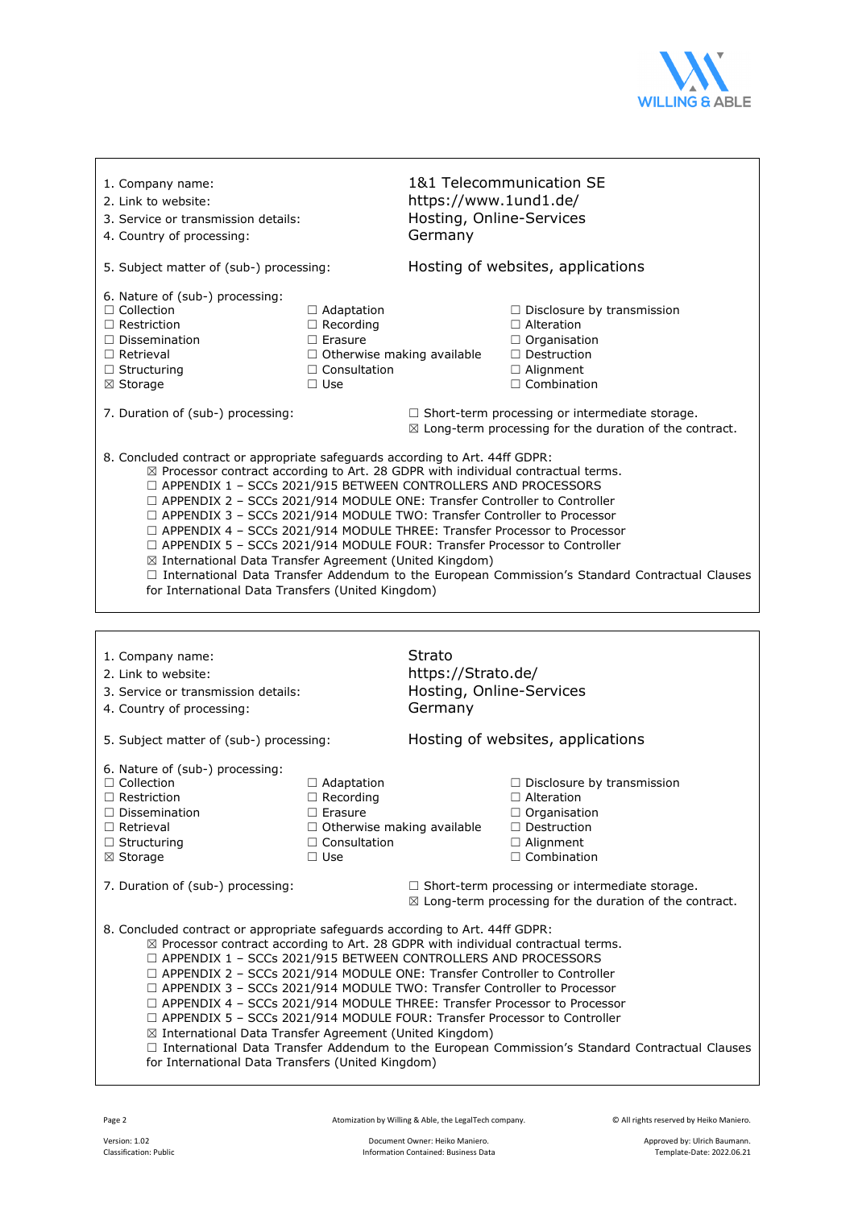1. Company name: 1&1 Telecommunication SE
2. Link to website: https://www.1und1.de/
3. Service or transmission details: Hosting, Online-Services
4. Country of processing: Germany

5. Subject matter of (sub-) processing: Hosting of websites, applications

6. Nature of (sub-) processing:

| | | |
|---|---|---|
| ☐ Collection | ☐ Adaptation | ☐ Disclosure by transmission |
| ☐ Restriction | ☐ Recording | ☐ Alteration |
| ☐ Dissemination | ☐ Erasure | ☐ Organisation |
| ☐ Retrieval | ☐ Otherwise making available | ☐ Destruction |
| ☐ Structuring | ☐ Consultation | ☐ Alignment |
| ☒ Storage | ☐ Use | ☐ Combination |

7. Duration of (sub-) processing:
   - ☐ Short-term processing or intermediate storage.
   - ☒ Long-term processing for the duration of the contract.

8. Concluded contract or appropriate safeguards according to Art. 44ff GDPR:
   - ☒ Processor contract according to Art. 28 GDPR with individual contractual terms.
   - ☐ APPENDIX 1 – SCCs 2021/915 BETWEEN CONTROLLERS AND PROCESSORS
   - ☐ APPENDIX 2 – SCCs 2021/914 MODULE ONE: Transfer Controller to Controller
   - ☐ APPENDIX 3 – SCCs 2021/914 MODULE TWO: Transfer Controller to Processor
   - ☐ APPENDIX 4 – SCCs 2021/914 MODULE THREE: Transfer Processor to Processor
   - ☐ APPENDIX 5 – SCCs 2021/914 MODULE FOUR: Transfer Processor to Controller
   - ☒ International Data Transfer Agreement (United Kingdom)
   - ☐ International Data Transfer Addendum to the European Commission's Standard Contractual Clauses for International Data Transfers (United Kingdom)

---

1. Company name: Strato
2. Link to website: https://Strato.de/
3. Service or transmission details: Hosting, Online-Services
4. Country of processing: Germany

5. Subject matter of (sub-) processing: Hosting of websites, applications

6. Nature of (sub-) processing:

| | | |
|---|---|---|
| ☐ Collection | ☐ Adaptation | ☐ Disclosure by transmission |
| ☐ Restriction | ☐ Recording | ☐ Alteration |
| ☐ Dissemination | ☐ Erasure | ☐ Organisation |
| ☐ Retrieval | ☐ Otherwise making available | ☐ Destruction |
| ☐ Structuring | ☐ Consultation | ☐ Alignment |
| ☒ Storage | ☐ Use | ☐ Combination |

7. Duration of (sub-) processing:
   - ☐ Short-term processing or intermediate storage.
   - ☒ Long-term processing for the duration of the contract.

8. Concluded contract or appropriate safeguards according to Art. 44ff GDPR:
   - ☒ Processor contract according to Art. 28 GDPR with individual contractual terms.
   - ☐ APPENDIX 1 – SCCs 2021/915 BETWEEN CONTROLLERS AND PROCESSORS
   - ☐ APPENDIX 2 – SCCs 2021/914 MODULE ONE: Transfer Controller to Controller
   - ☐ APPENDIX 3 – SCCs 2021/914 MODULE TWO: Transfer Controller to Processor
   - ☐ APPENDIX 4 – SCCs 2021/914 MODULE THREE: Transfer Processor to Processor
   - ☐ APPENDIX 5 – SCCs 2021/914 MODULE FOUR: Transfer Processor to Controller
   - ☒ International Data Transfer Agreement (United Kingdom)
   - ☐ International Data Transfer Addendum to the European Commission's Standard Contractual Clauses for International Data Transfers (United Kingdom)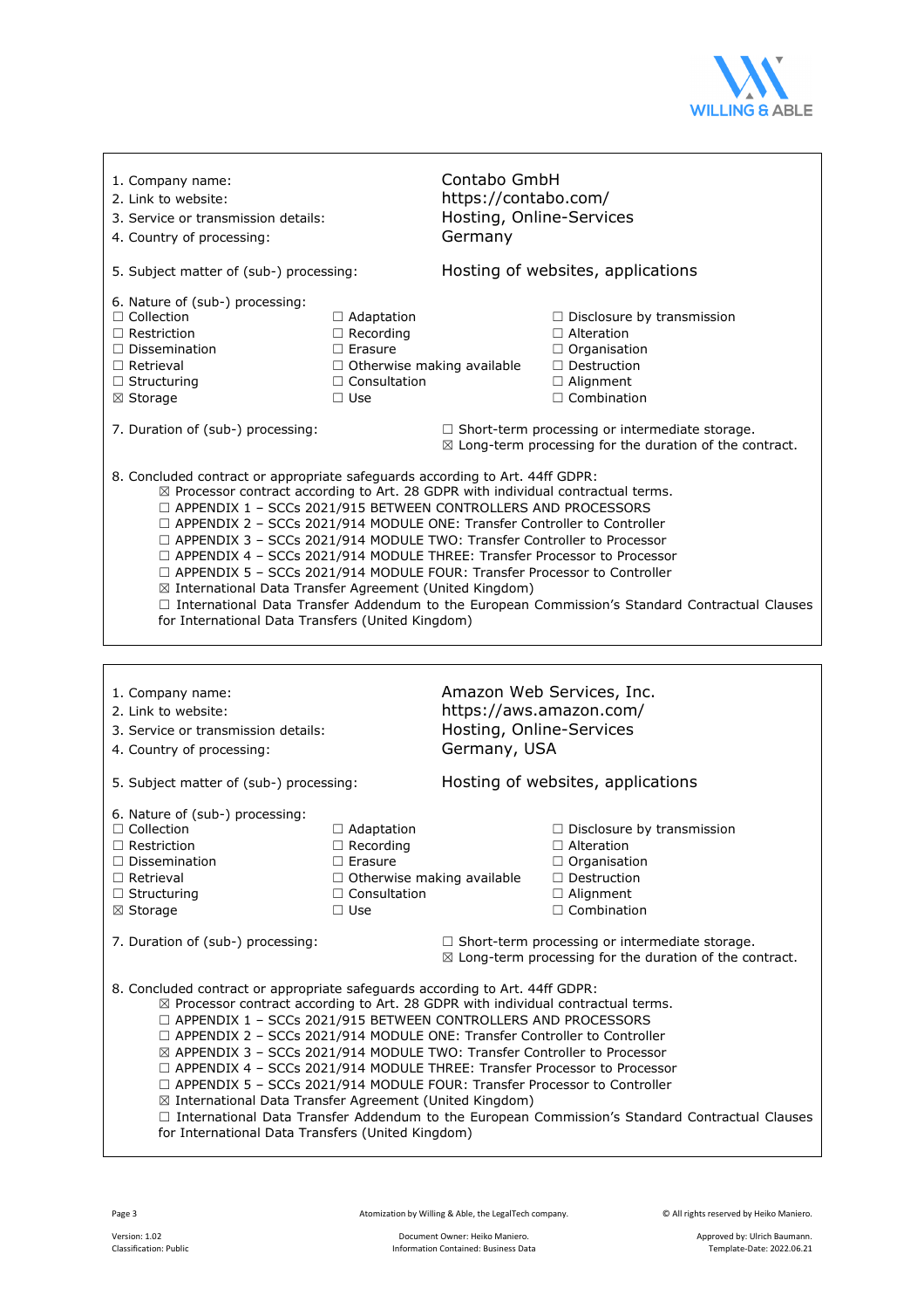| | |
|---|---|
| 1. Company name: | Contabo GmbH |
| 2. Link to website: | https://contabo.com/ |
| 3. Service or transmission details: | Hosting, Online-Services |
| 4. Country of processing: | Germany |
| 5. Subject matter of (sub-) processing: | Hosting of websites, applications |

6. Nature of (sub-) processing:

| | | |
|---|---|---|
| ☐ Collection | ☐ Adaptation | ☐ Disclosure by transmission |
| ☐ Restriction | ☐ Recording | ☐ Alteration |
| ☐ Dissemination | ☐ Erasure | ☐ Organisation |
| ☐ Retrieval | ☐ Otherwise making available | ☐ Destruction |
| ☐ Structuring | ☐ Consultation | ☐ Alignment |
| ☒ Storage | ☐ Use | ☐ Combination |

7. Duration of (sub-) processing:
- ☐ Short-term processing or intermediate storage.
- ☒ Long-term processing for the duration of the contract.

8. Concluded contract or appropriate safeguards according to Art. 44ff GDPR:
- ☒ Processor contract according to Art. 28 GDPR with individual contractual terms.
- ☐ APPENDIX 1 – SCCs 2021/915 BETWEEN CONTROLLERS AND PROCESSORS
- ☐ APPENDIX 2 – SCCs 2021/914 MODULE ONE: Transfer Controller to Controller
- ☐ APPENDIX 3 – SCCs 2021/914 MODULE TWO: Transfer Controller to Processor
- ☐ APPENDIX 4 – SCCs 2021/914 MODULE THREE: Transfer Processor to Processor
- ☐ APPENDIX 5 – SCCs 2021/914 MODULE FOUR: Transfer Processor to Controller
- ☒ International Data Transfer Agreement (United Kingdom)
- ☐ International Data Transfer Addendum to the European Commission's Standard Contractual Clauses for International Data Transfers (United Kingdom)

---

| | |
|---|---|
| 1. Company name: | Amazon Web Services, Inc. |
| 2. Link to website: | https://aws.amazon.com/ |
| 3. Service or transmission details: | Hosting, Online-Services |
| 4. Country of processing: | Germany, USA |
| 5. Subject matter of (sub-) processing: | Hosting of websites, applications |

6. Nature of (sub-) processing:

| | | |
|---|---|---|
| ☐ Collection | ☐ Adaptation | ☐ Disclosure by transmission |
| ☐ Restriction | ☐ Recording | ☐ Alteration |
| ☐ Dissemination | ☐ Erasure | ☐ Organisation |
| ☐ Retrieval | ☐ Otherwise making available | ☐ Destruction |
| ☐ Structuring | ☐ Consultation | ☐ Alignment |
| ☒ Storage | ☐ Use | ☐ Combination |

7. Duration of (sub-) processing:
- ☐ Short-term processing or intermediate storage.
- ☒ Long-term processing for the duration of the contract.

8. Concluded contract or appropriate safeguards according to Art. 44ff GDPR:
- ☒ Processor contract according to Art. 28 GDPR with individual contractual terms.
- ☐ APPENDIX 1 – SCCs 2021/915 BETWEEN CONTROLLERS AND PROCESSORS
- ☐ APPENDIX 2 – SCCs 2021/914 MODULE ONE: Transfer Controller to Controller
- ☒ APPENDIX 3 – SCCs 2021/914 MODULE TWO: Transfer Controller to Processor
- ☐ APPENDIX 4 – SCCs 2021/914 MODULE THREE: Transfer Processor to Processor
- ☐ APPENDIX 5 – SCCs 2021/914 MODULE FOUR: Transfer Processor to Controller
- ☒ International Data Transfer Agreement (United Kingdom)
- ☐ International Data Transfer Addendum to the European Commission's Standard Contractual Clauses for International Data Transfers (United Kingdom)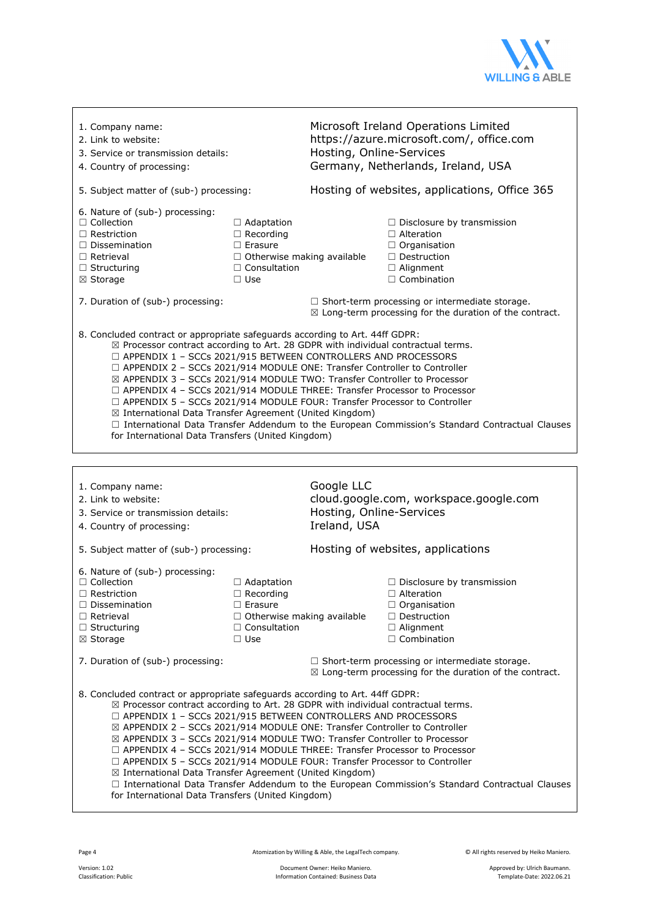1. Company name: Microsoft Ireland Operations Limited
2. Link to website: https://azure.microsoft.com/, office.com
3. Service or transmission details: Hosting, Online-Services
4. Country of processing: Germany, Netherlands, Ireland, USA

5. Subject matter of (sub-) processing: Hosting of websites, applications, Office 365

6. Nature of (sub-) processing:

| | | |
|---|---|---|
| ☐ Collection | ☐ Adaptation | ☐ Disclosure by transmission |
| ☐ Restriction | ☐ Recording | ☐ Alteration |
| ☐ Dissemination | ☐ Erasure | ☐ Organisation |
| ☐ Retrieval | ☐ Otherwise making available | ☐ Destruction |
| ☐ Structuring | ☐ Consultation | ☐ Alignment |
| ☒ Storage | ☐ Use | ☐ Combination |

7. Duration of (sub-) processing:
   - ☐ Short-term processing or intermediate storage.
   - ☒ Long-term processing for the duration of the contract.

8. Concluded contract or appropriate safeguards according to Art. 44ff GDPR:
   - ☒ Processor contract according to Art. 28 GDPR with individual contractual terms.
   - ☐ APPENDIX 1 – SCCs 2021/915 BETWEEN CONTROLLERS AND PROCESSORS
   - ☐ APPENDIX 2 – SCCs 2021/914 MODULE ONE: Transfer Controller to Controller
   - ☒ APPENDIX 3 – SCCs 2021/914 MODULE TWO: Transfer Controller to Processor
   - ☐ APPENDIX 4 – SCCs 2021/914 MODULE THREE: Transfer Processor to Processor
   - ☐ APPENDIX 5 – SCCs 2021/914 MODULE FOUR: Transfer Processor to Controller
   - ☒ International Data Transfer Agreement (United Kingdom)
   - ☐ International Data Transfer Addendum to the European Commission's Standard Contractual Clauses for International Data Transfers (United Kingdom)

---

1. Company name: Google LLC
2. Link to website: cloud.google.com, workspace.google.com
3. Service or transmission details: Hosting, Online-Services
4. Country of processing: Ireland, USA

5. Subject matter of (sub-) processing: Hosting of websites, applications

6. Nature of (sub-) processing:

| | | |
|---|---|---|
| ☐ Collection | ☐ Adaptation | ☐ Disclosure by transmission |
| ☐ Restriction | ☐ Recording | ☐ Alteration |
| ☐ Dissemination | ☐ Erasure | ☐ Organisation |
| ☐ Retrieval | ☐ Otherwise making available | ☐ Destruction |
| ☐ Structuring | ☐ Consultation | ☐ Alignment |
| ☒ Storage | ☐ Use | ☐ Combination |

7. Duration of (sub-) processing:
   - ☐ Short-term processing or intermediate storage.
   - ☒ Long-term processing for the duration of the contract.

8. Concluded contract or appropriate safeguards according to Art. 44ff GDPR:
   - ☒ Processor contract according to Art. 28 GDPR with individual contractual terms.
   - ☐ APPENDIX 1 – SCCs 2021/915 BETWEEN CONTROLLERS AND PROCESSORS
   - ☒ APPENDIX 2 – SCCs 2021/914 MODULE ONE: Transfer Controller to Controller
   - ☒ APPENDIX 3 – SCCs 2021/914 MODULE TWO: Transfer Controller to Processor
   - ☐ APPENDIX 4 – SCCs 2021/914 MODULE THREE: Transfer Processor to Processor
   - ☐ APPENDIX 5 – SCCs 2021/914 MODULE FOUR: Transfer Processor to Controller
   - ☒ International Data Transfer Agreement (United Kingdom)
   - ☐ International Data Transfer Addendum to the European Commission's Standard Contractual Clauses for International Data Transfers (United Kingdom)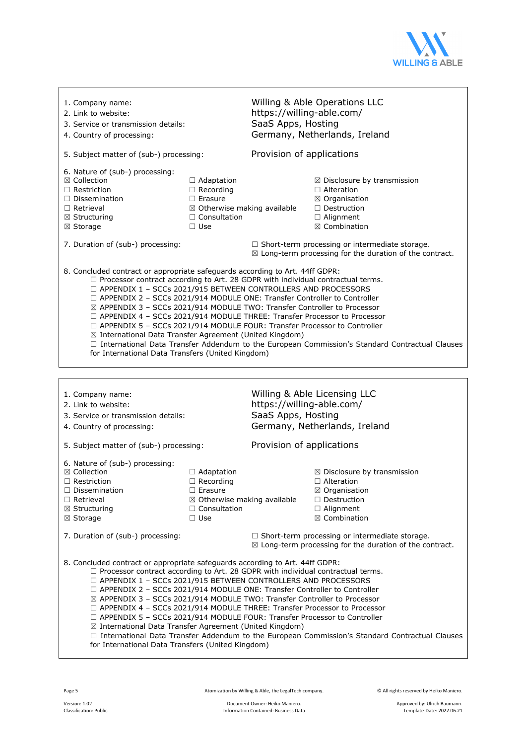1. Company name: Willing & Able Operations LLC
2. Link to website: https://willing-able.com/
3. Service or transmission details: SaaS Apps, Hosting
4. Country of processing: Germany, Netherlands, Ireland

5. Subject matter of (sub-) processing: Provision of applications

6. Nature of (sub-) processing:

| | | |
|---|---|---|
| ☒ Collection | ☐ Adaptation | ☒ Disclosure by transmission |
| ☐ Restriction | ☐ Recording | ☐ Alteration |
| ☐ Dissemination | ☐ Erasure | ☒ Organisation |
| ☐ Retrieval | ☒ Otherwise making available | ☐ Destruction |
| ☒ Structuring | ☐ Consultation | ☐ Alignment |
| ☒ Storage | ☐ Use | ☒ Combination |

7. Duration of (sub-) processing:
☐ Short-term processing or intermediate storage.
☒ Long-term processing for the duration of the contract.

8. Concluded contract or appropriate safeguards according to Art. 44ff GDPR:
☐ Processor contract according to Art. 28 GDPR with individual contractual terms.
☐ APPENDIX 1 – SCCs 2021/915 BETWEEN CONTROLLERS AND PROCESSORS
☐ APPENDIX 2 – SCCs 2021/914 MODULE ONE: Transfer Controller to Controller
☒ APPENDIX 3 – SCCs 2021/914 MODULE TWO: Transfer Controller to Processor
☐ APPENDIX 4 – SCCs 2021/914 MODULE THREE: Transfer Processor to Processor
☐ APPENDIX 5 – SCCs 2021/914 MODULE FOUR: Transfer Processor to Controller
☒ International Data Transfer Agreement (United Kingdom)
☐ International Data Transfer Addendum to the European Commission's Standard Contractual Clauses for International Data Transfers (United Kingdom)

---

1. Company name: Willing & Able Licensing LLC
2. Link to website: https://willing-able.com/
3. Service or transmission details: SaaS Apps, Hosting
4. Country of processing: Germany, Netherlands, Ireland

5. Subject matter of (sub-) processing: Provision of applications

6. Nature of (sub-) processing:

| | | |
|---|---|---|
| ☒ Collection | ☐ Adaptation | ☒ Disclosure by transmission |
| ☐ Restriction | ☐ Recording | ☐ Alteration |
| ☐ Dissemination | ☐ Erasure | ☒ Organisation |
| ☐ Retrieval | ☒ Otherwise making available | ☐ Destruction |
| ☒ Structuring | ☐ Consultation | ☐ Alignment |
| ☒ Storage | ☐ Use | ☒ Combination |

7. Duration of (sub-) processing:
☐ Short-term processing or intermediate storage.
☒ Long-term processing for the duration of the contract.

8. Concluded contract or appropriate safeguards according to Art. 44ff GDPR:
☐ Processor contract according to Art. 28 GDPR with individual contractual terms.
☐ APPENDIX 1 – SCCs 2021/915 BETWEEN CONTROLLERS AND PROCESSORS
☐ APPENDIX 2 – SCCs 2021/914 MODULE ONE: Transfer Controller to Controller
☒ APPENDIX 3 – SCCs 2021/914 MODULE TWO: Transfer Controller to Processor
☐ APPENDIX 4 – SCCs 2021/914 MODULE THREE: Transfer Processor to Processor
☐ APPENDIX 5 – SCCs 2021/914 MODULE FOUR: Transfer Processor to Controller
☒ International Data Transfer Agreement (United Kingdom)
☐ International Data Transfer Addendum to the European Commission's Standard Contractual Clauses for International Data Transfers (United Kingdom)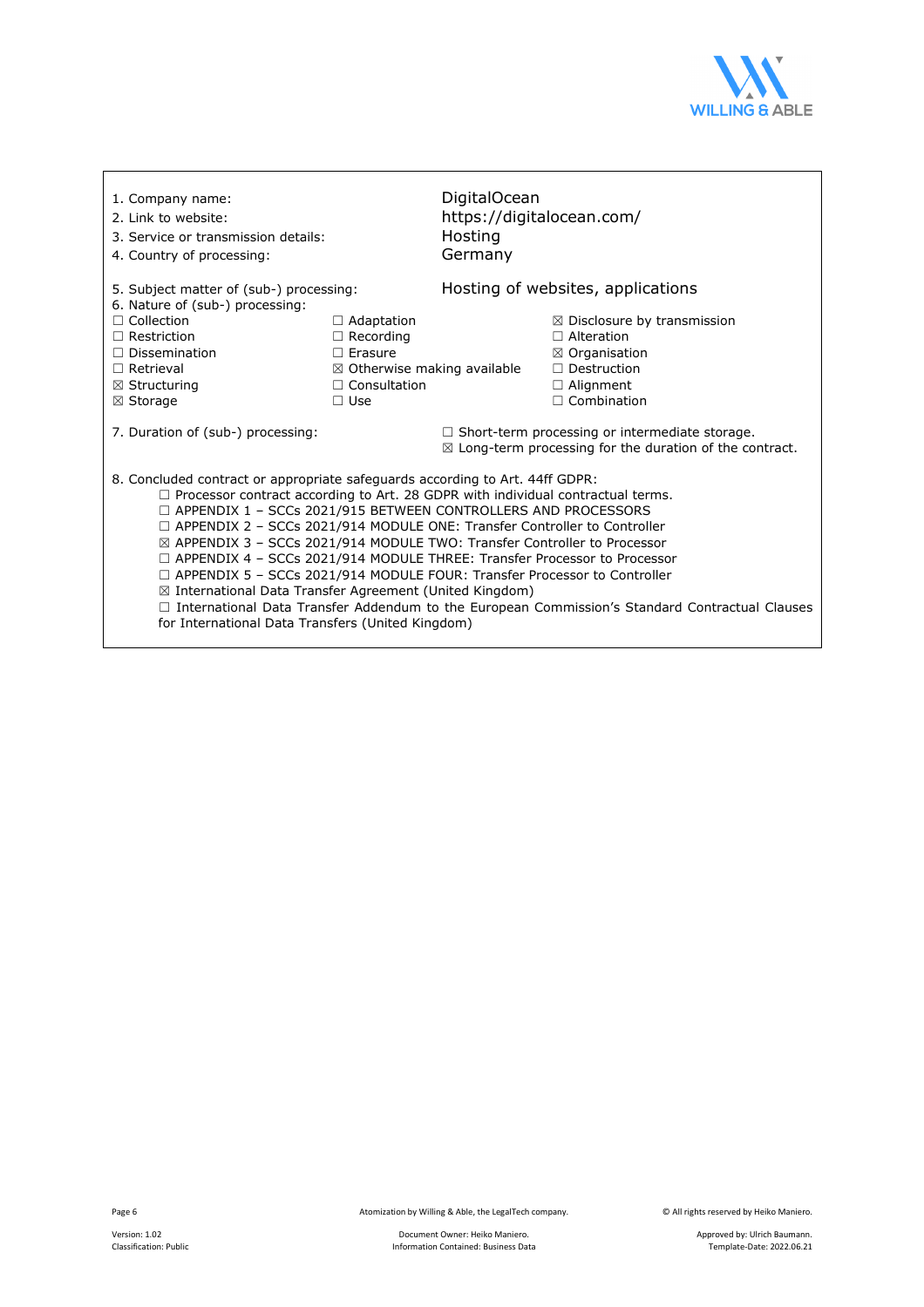| | |
|---|---|
| 1. Company name: | DigitalOcean |
| 2. Link to website: | https://digitalocean.com/ |
| 3. Service or transmission details: | Hosting |
| 4. Country of processing: | Germany |

5. Subject matter of (sub-) processing: Hosting of websites, applications

6. Nature of (sub-) processing:

| | | |
|---|---|---|
| ☐ Collection | ☐ Adaptation | ☒ Disclosure by transmission |
| ☐ Restriction | ☐ Recording | ☐ Alteration |
| ☐ Dissemination | ☐ Erasure | ☒ Organisation |
| ☐ Retrieval | ☒ Otherwise making available | ☐ Destruction |
| ☒ Structuring | ☐ Consultation | ☐ Alignment |
| ☒ Storage | ☐ Use | ☐ Combination |

7. Duration of (sub-) processing:
☐ Short-term processing or intermediate storage.
☒ Long-term processing for the duration of the contract.

8. Concluded contract or appropriate safeguards according to Art. 44ff GDPR:
- ☐ Processor contract according to Art. 28 GDPR with individual contractual terms.
- ☐ APPENDIX 1 – SCCs 2021/915 BETWEEN CONTROLLERS AND PROCESSORS
- ☐ APPENDIX 2 – SCCs 2021/914 MODULE ONE: Transfer Controller to Controller
- ☒ APPENDIX 3 – SCCs 2021/914 MODULE TWO: Transfer Controller to Processor
- ☐ APPENDIX 4 – SCCs 2021/914 MODULE THREE: Transfer Processor to Processor
- ☐ APPENDIX 5 – SCCs 2021/914 MODULE FOUR: Transfer Processor to Controller
- ☒ International Data Transfer Agreement (United Kingdom)
- ☐ International Data Transfer Addendum to the European Commission's Standard Contractual Clauses for International Data Transfers (United Kingdom)